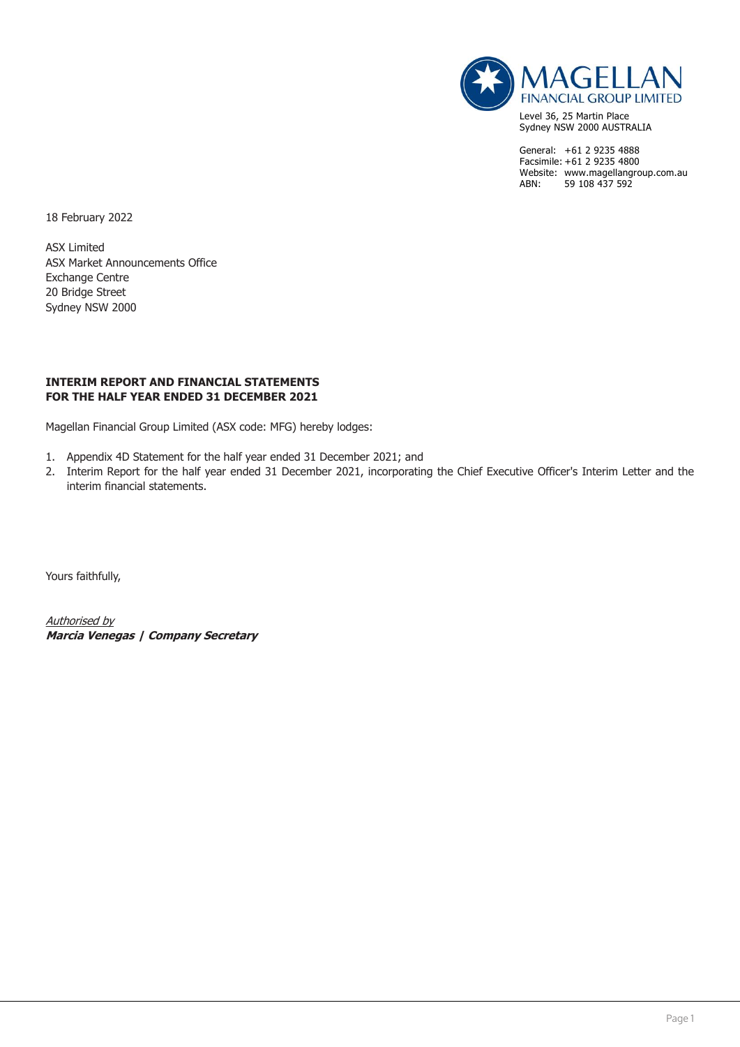**MAGELLAN**
**FINANCIAL GROUP LIMITED**

Level 36, 25 Martin Place
Sydney NSW 2000 AUSTRALIA

General: +61 2 9235 4888
Facsimile: +61 2 9235 4800
Website: www.magellangroup.com.au
ABN: 59 108 437 592

18 February 2022

ASX Limited
ASX Market Announcements Office
Exchange Centre
20 Bridge Street
Sydney NSW 2000

**INTERIM REPORT AND FINANCIAL STATEMENTS**
**FOR THE HALF YEAR ENDED 31 DECEMBER 2021**

Magellan Financial Group Limited (ASX code: MFG) hereby lodges:

1. Appendix 4D Statement for the half year ended 31 December 2021; and
2. Interim Report for the half year ended 31 December 2021, incorporating the Chief Executive Officer's Interim Letter and the interim financial statements.

Yours faithfully,

*Authorised by*
***Marcia Venegas | Company Secretary***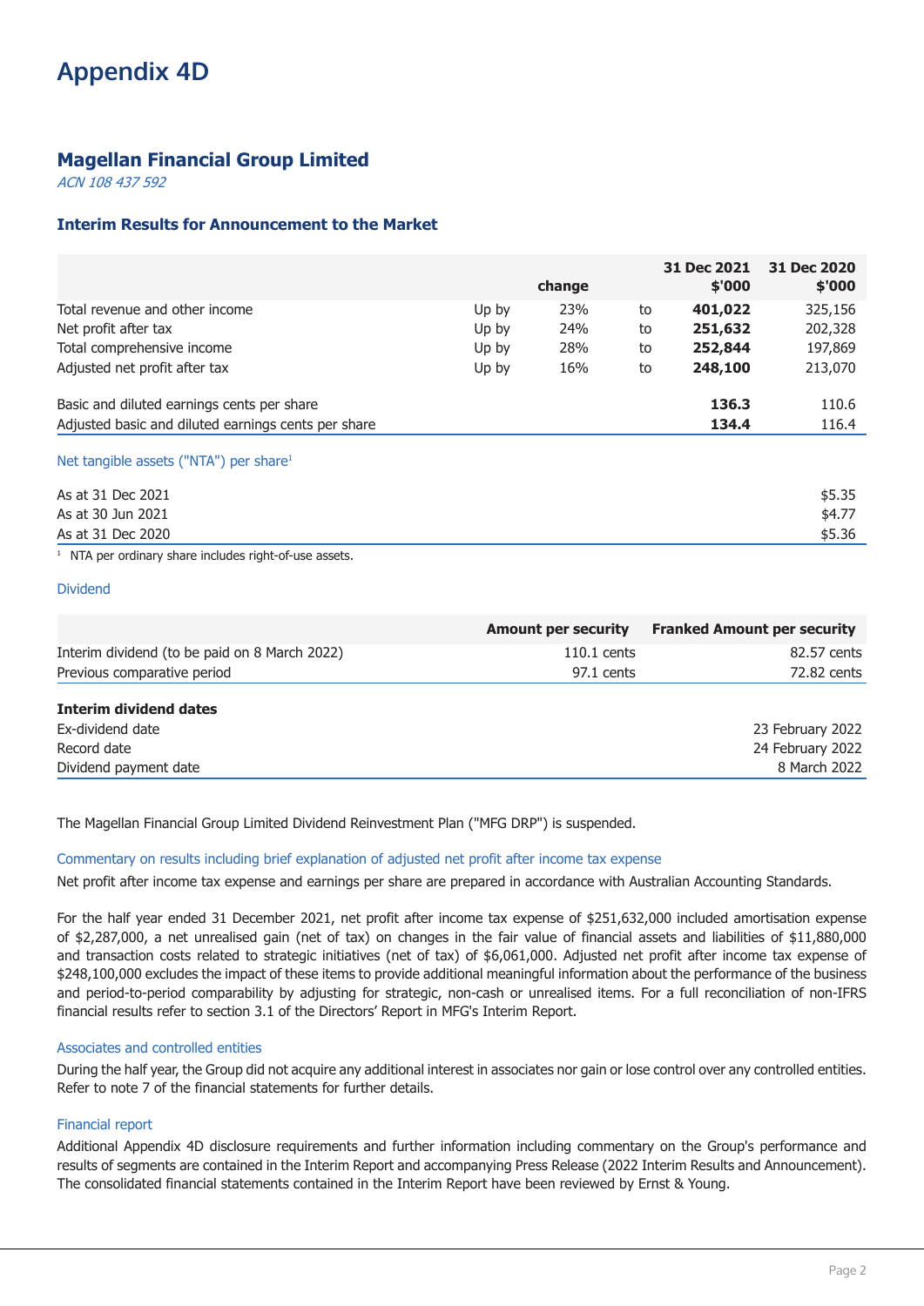# Appendix 4D

## Magellan Financial Group Limited

*ACN 108 437 592*

### Interim Results for Announcement to the Market

| | | change | | 31 Dec 2021 $'000 | 31 Dec 2020 $'000 |
|---|---|---|---|---|---|
| Total revenue and other income | Up by | 23% | to | **401,022** | 325,156 |
| Net profit after tax | Up by | 24% | to | **251,632** | 202,328 |
| Total comprehensive income | Up by | 28% | to | **252,844** | 197,869 |
| Adjusted net profit after tax | Up by | 16% | to | **248,100** | 213,070 |
| Basic and diluted earnings cents per share | | | | **136.3** | 110.6 |
| Adjusted basic and diluted earnings cents per share | | | | **134.4** | 116.4 |

Net tangible assets ("NTA") per share[1]

| | |
|---|---|
| As at 31 Dec 2021 | $5.35 |
| As at 30 Jun 2021 | $4.77 |
| As at 31 Dec 2020 | $5.36 |

[1] NTA per ordinary share includes right-of-use assets.

Dividend

| | Amount per security | Franked Amount per security |
|---|---|---|
| Interim dividend (to be paid on 8 March 2022) | 110.1 cents | 82.57 cents |
| Previous comparative period | 97.1 cents | 72.82 cents |

| **Interim dividend dates** | |
|---|---|
| Ex-dividend date | 23 February 2022 |
| Record date | 24 February 2022 |
| Dividend payment date | 8 March 2022 |

The Magellan Financial Group Limited Dividend Reinvestment Plan ("MFG DRP") is suspended.

Commentary on results including brief explanation of adjusted net profit after income tax expense

Net profit after income tax expense and earnings per share are prepared in accordance with Australian Accounting Standards.

For the half year ended 31 December 2021, net profit after income tax expense of $251,632,000 included amortisation expense of $2,287,000, a net unrealised gain (net of tax) on changes in the fair value of financial assets and liabilities of $11,880,000 and transaction costs related to strategic initiatives (net of tax) of $6,061,000. Adjusted net profit after income tax expense of $248,100,000 excludes the impact of these items to provide additional meaningful information about the performance of the business and period-to-period comparability by adjusting for strategic, non-cash or unrealised items. For a full reconciliation of non-IFRS financial results refer to section 3.1 of the Directors' Report in MFG's Interim Report.

Associates and controlled entities

During the half year, the Group did not acquire any additional interest in associates nor gain or lose control over any controlled entities. Refer to note 7 of the financial statements for further details.

Financial report

Additional Appendix 4D disclosure requirements and further information including commentary on the Group's performance and results of segments are contained in the Interim Report and accompanying Press Release (2022 Interim Results and Announcement). The consolidated financial statements contained in the Interim Report have been reviewed by Ernst & Young.